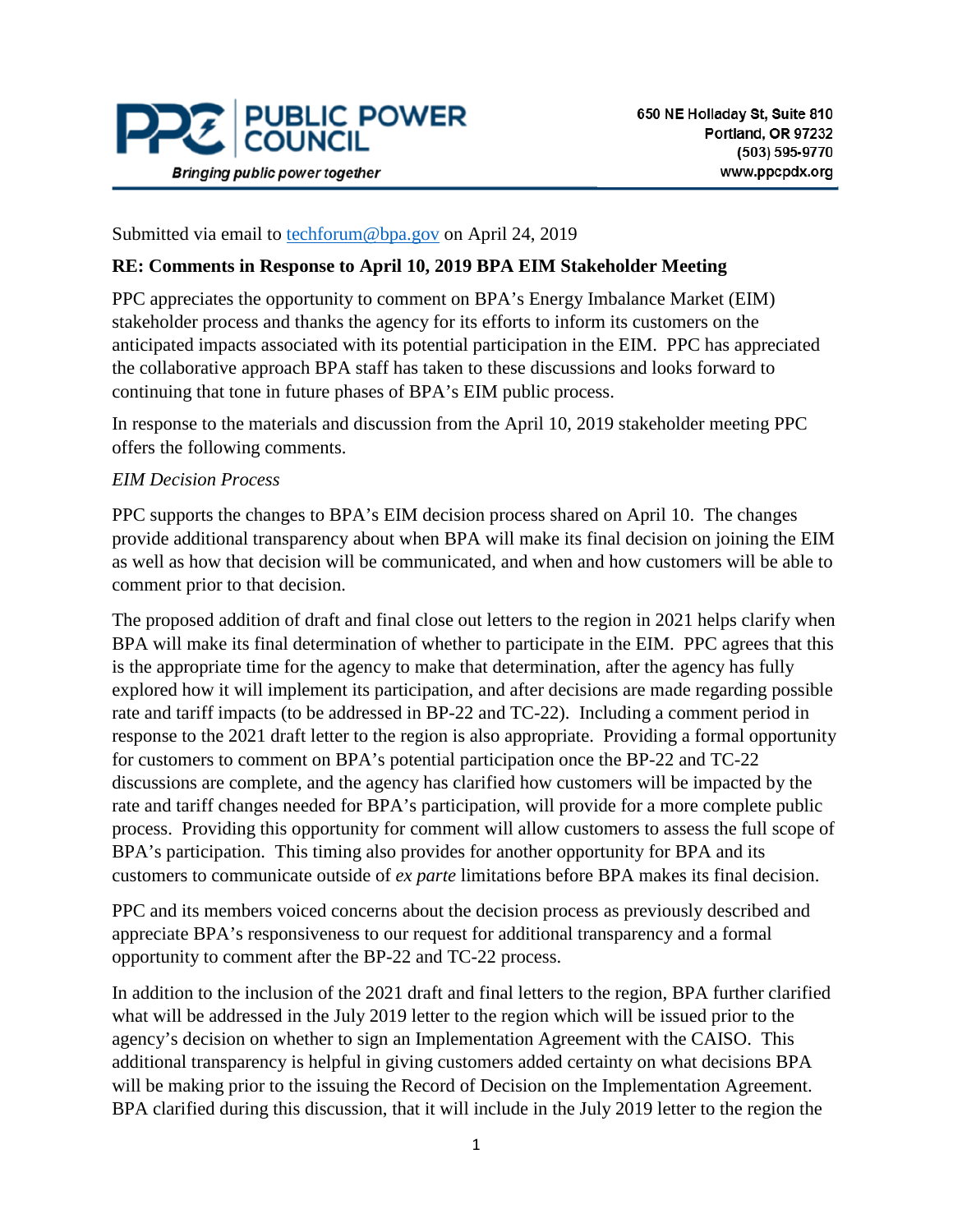**PUBLIC POWER COUNCIL**

*Bringing public power together*

650 NE Holladay St, Suite 810
Portland, OR 97232
(503) 595-9770
www.ppcpdx.org

Submitted via email to techforum@bpa.gov on April 24, 2019

**RE: Comments in Response to April 10, 2019 BPA EIM Stakeholder Meeting**

PPC appreciates the opportunity to comment on BPA's Energy Imbalance Market (EIM) stakeholder process and thanks the agency for its efforts to inform its customers on the anticipated impacts associated with its potential participation in the EIM. PPC has appreciated the collaborative approach BPA staff has taken to these discussions and looks forward to continuing that tone in future phases of BPA's EIM public process.

In response to the materials and discussion from the April 10, 2019 stakeholder meeting PPC offers the following comments.

*EIM Decision Process*

PPC supports the changes to BPA's EIM decision process shared on April 10. The changes provide additional transparency about when BPA will make its final decision on joining the EIM as well as how that decision will be communicated, and when and how customers will be able to comment prior to that decision.

The proposed addition of draft and final close out letters to the region in 2021 helps clarify when BPA will make its final determination of whether to participate in the EIM. PPC agrees that this is the appropriate time for the agency to make that determination, after the agency has fully explored how it will implement its participation, and after decisions are made regarding possible rate and tariff impacts (to be addressed in BP-22 and TC-22). Including a comment period in response to the 2021 draft letter to the region is also appropriate. Providing a formal opportunity for customers to comment on BPA's potential participation once the BP-22 and TC-22 discussions are complete, and the agency has clarified how customers will be impacted by the rate and tariff changes needed for BPA's participation, will provide for a more complete public process. Providing this opportunity for comment will allow customers to assess the full scope of BPA's participation. This timing also provides for another opportunity for BPA and its customers to communicate outside of *ex parte* limitations before BPA makes its final decision.

PPC and its members voiced concerns about the decision process as previously described and appreciate BPA's responsiveness to our request for additional transparency and a formal opportunity to comment after the BP-22 and TC-22 process.

In addition to the inclusion of the 2021 draft and final letters to the region, BPA further clarified what will be addressed in the July 2019 letter to the region which will be issued prior to the agency's decision on whether to sign an Implementation Agreement with the CAISO. This additional transparency is helpful in giving customers added certainty on what decisions BPA will be making prior to the issuing the Record of Decision on the Implementation Agreement. BPA clarified during this discussion, that it will include in the July 2019 letter to the region the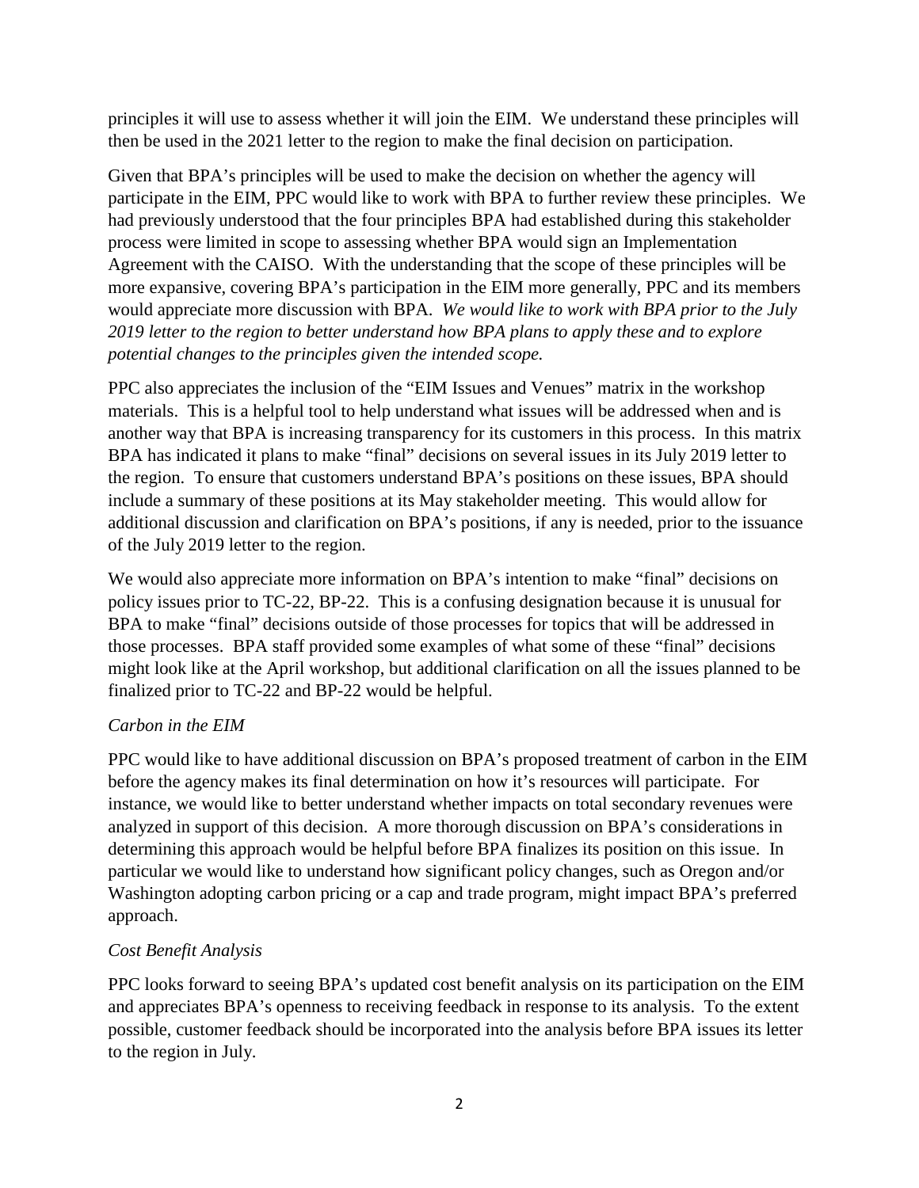principles it will use to assess whether it will join the EIM. We understand these principles will then be used in the 2021 letter to the region to make the final decision on participation.

Given that BPA's principles will be used to make the decision on whether the agency will participate in the EIM, PPC would like to work with BPA to further review these principles. We had previously understood that the four principles BPA had established during this stakeholder process were limited in scope to assessing whether BPA would sign an Implementation Agreement with the CAISO. With the understanding that the scope of these principles will be more expansive, covering BPA's participation in the EIM more generally, PPC and its members would appreciate more discussion with BPA. *We would like to work with BPA prior to the July 2019 letter to the region to better understand how BPA plans to apply these and to explore potential changes to the principles given the intended scope.*

PPC also appreciates the inclusion of the "EIM Issues and Venues" matrix in the workshop materials. This is a helpful tool to help understand what issues will be addressed when and is another way that BPA is increasing transparency for its customers in this process. In this matrix BPA has indicated it plans to make "final" decisions on several issues in its July 2019 letter to the region. To ensure that customers understand BPA's positions on these issues, BPA should include a summary of these positions at its May stakeholder meeting. This would allow for additional discussion and clarification on BPA's positions, if any is needed, prior to the issuance of the July 2019 letter to the region.

We would also appreciate more information on BPA's intention to make "final" decisions on policy issues prior to TC-22, BP-22. This is a confusing designation because it is unusual for BPA to make "final" decisions outside of those processes for topics that will be addressed in those processes. BPA staff provided some examples of what some of these "final" decisions might look like at the April workshop, but additional clarification on all the issues planned to be finalized prior to TC-22 and BP-22 would be helpful.

*Carbon in the EIM*

PPC would like to have additional discussion on BPA's proposed treatment of carbon in the EIM before the agency makes its final determination on how it's resources will participate. For instance, we would like to better understand whether impacts on total secondary revenues were analyzed in support of this decision. A more thorough discussion on BPA's considerations in determining this approach would be helpful before BPA finalizes its position on this issue. In particular we would like to understand how significant policy changes, such as Oregon and/or Washington adopting carbon pricing or a cap and trade program, might impact BPA's preferred approach.

*Cost Benefit Analysis*

PPC looks forward to seeing BPA's updated cost benefit analysis on its participation on the EIM and appreciates BPA's openness to receiving feedback in response to its analysis. To the extent possible, customer feedback should be incorporated into the analysis before BPA issues its letter to the region in July.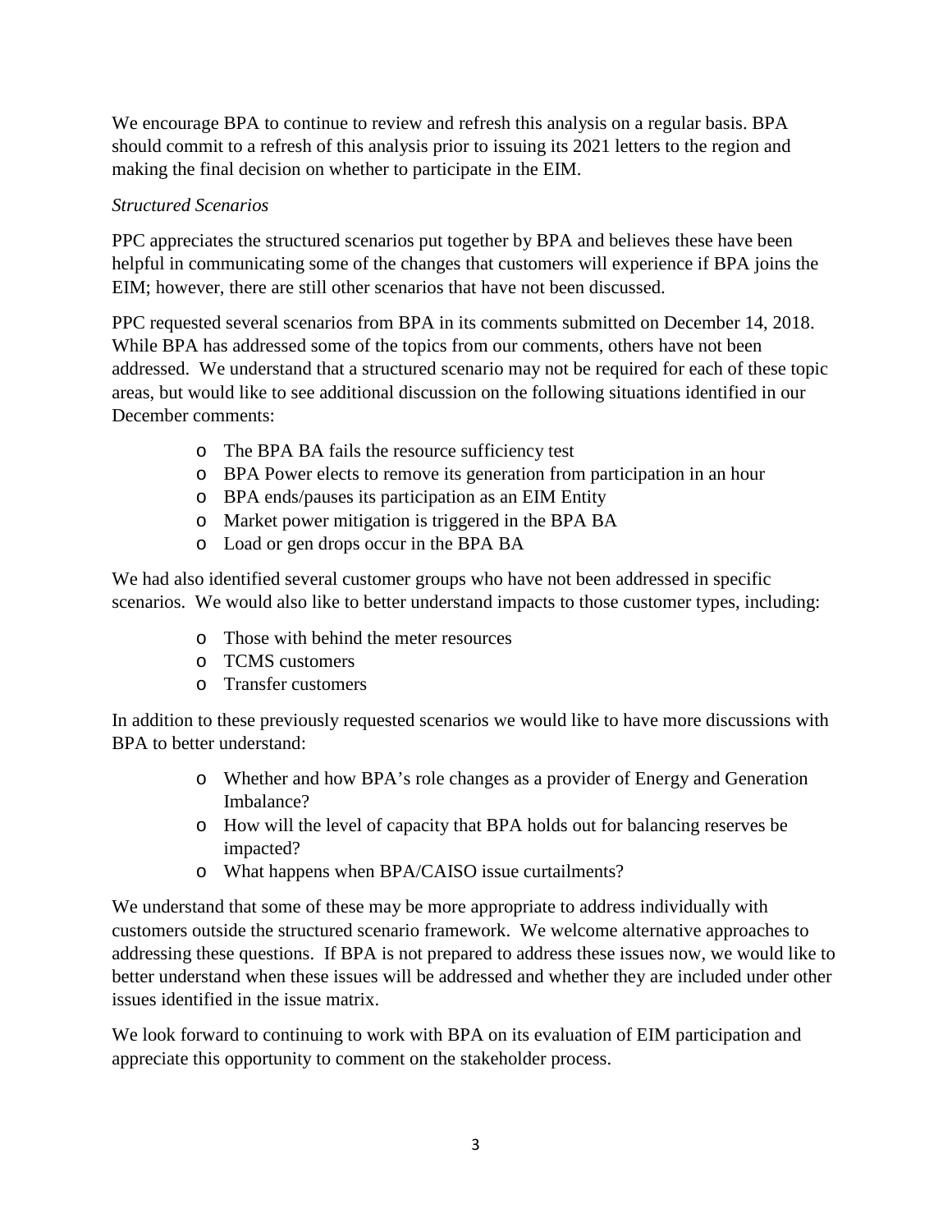We encourage BPA to continue to review and refresh this analysis on a regular basis. BPA should commit to a refresh of this analysis prior to issuing its 2021 letters to the region and making the final decision on whether to participate in the EIM.

*Structured Scenarios*

PPC appreciates the structured scenarios put together by BPA and believes these have been helpful in communicating some of the changes that customers will experience if BPA joins the EIM; however, there are still other scenarios that have not been discussed.

PPC requested several scenarios from BPA in its comments submitted on December 14, 2018. While BPA has addressed some of the topics from our comments, others have not been addressed. We understand that a structured scenario may not be required for each of these topic areas, but would like to see additional discussion on the following situations identified in our December comments:

- The BPA BA fails the resource sufficiency test
- BPA Power elects to remove its generation from participation in an hour
- BPA ends/pauses its participation as an EIM Entity
- Market power mitigation is triggered in the BPA BA
- Load or gen drops occur in the BPA BA

We had also identified several customer groups who have not been addressed in specific scenarios. We would also like to better understand impacts to those customer types, including:

- Those with behind the meter resources
- TCMS customers
- Transfer customers

In addition to these previously requested scenarios we would like to have more discussions with BPA to better understand:

- Whether and how BPA's role changes as a provider of Energy and Generation Imbalance?
- How will the level of capacity that BPA holds out for balancing reserves be impacted?
- What happens when BPA/CAISO issue curtailments?

We understand that some of these may be more appropriate to address individually with customers outside the structured scenario framework. We welcome alternative approaches to addressing these questions. If BPA is not prepared to address these issues now, we would like to better understand when these issues will be addressed and whether they are included under other issues identified in the issue matrix.

We look forward to continuing to work with BPA on its evaluation of EIM participation and appreciate this opportunity to comment on the stakeholder process.